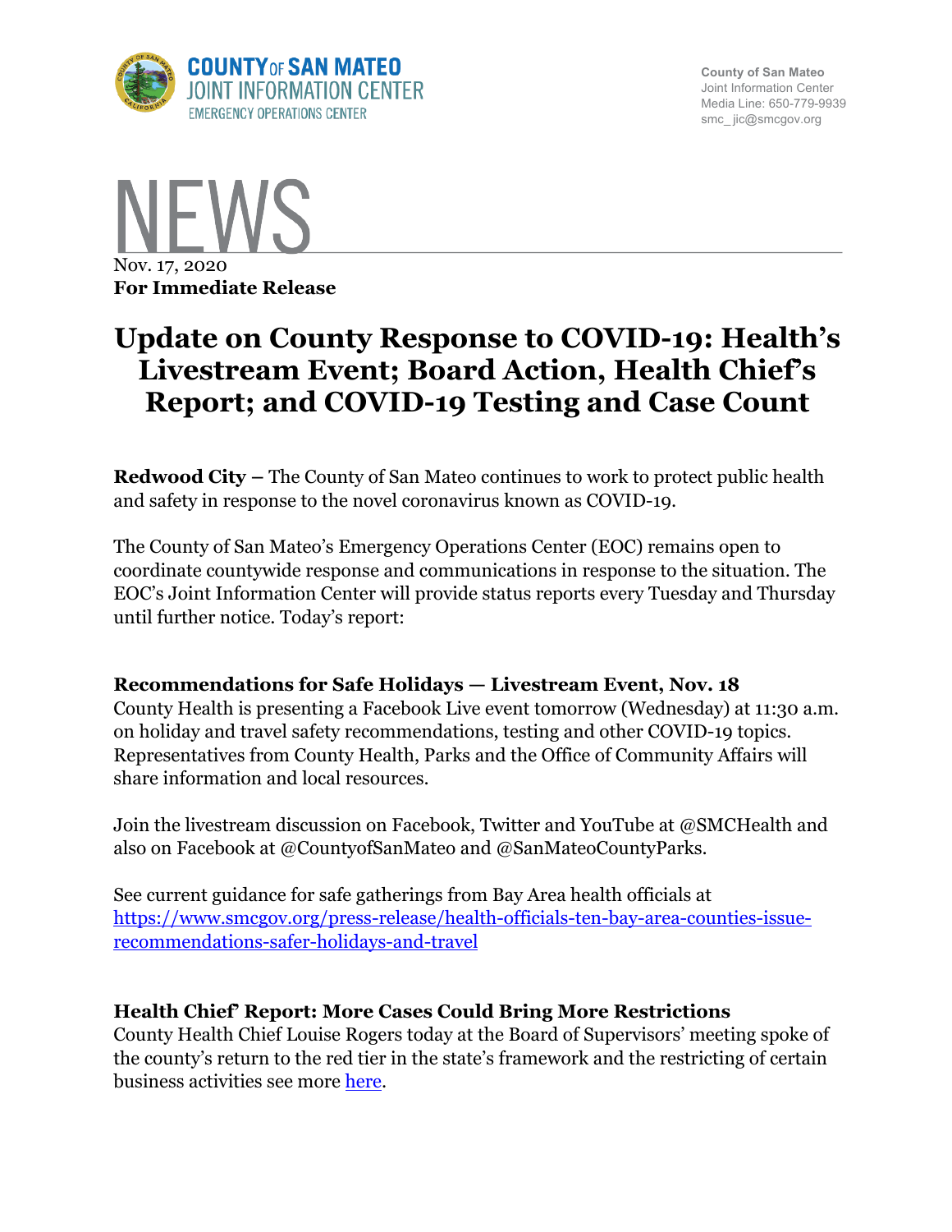COUNTY OF SAN MATEO
JOINT INFORMATION CENTER
EMERGENCY OPERATIONS CENTER

County of San Mateo
Joint Information Center
Media Line: 650-779-9939
smc_jic@smcgov.org

# NEWS

Nov. 17, 2020
**For Immediate Release**

# Update on County Response to COVID-19: Health's Livestream Event; Board Action, Health Chief's Report; and COVID-19 Testing and Case Count

**Redwood City –** The County of San Mateo continues to work to protect public health and safety in response to the novel coronavirus known as COVID-19.

The County of San Mateo's Emergency Operations Center (EOC) remains open to coordinate countywide response and communications in response to the situation. The EOC's Joint Information Center will provide status reports every Tuesday and Thursday until further notice. Today's report:

### Recommendations for Safe Holidays — Livestream Event, Nov. 18

County Health is presenting a Facebook Live event tomorrow (Wednesday) at 11:30 a.m. on holiday and travel safety recommendations, testing and other COVID-19 topics. Representatives from County Health, Parks and the Office of Community Affairs will share information and local resources.

Join the livestream discussion on Facebook, Twitter and YouTube at @SMCHealth and also on Facebook at @CountyofSanMateo and @SanMateoCountyParks.

See current guidance for safe gatherings from Bay Area health officials at [https://www.smcgov.org/press-release/health-officials-ten-bay-area-counties-issue-recommendations-safer-holidays-and-travel](https://www.smcgov.org/press-release/health-officials-ten-bay-area-counties-issue-recommendations-safer-holidays-and-travel)

### Health Chief' Report: More Cases Could Bring More Restrictions

County Health Chief Louise Rogers today at the Board of Supervisors' meeting spoke of the county's return to the red tier in the state's framework and the restricting of certain business activities see more here.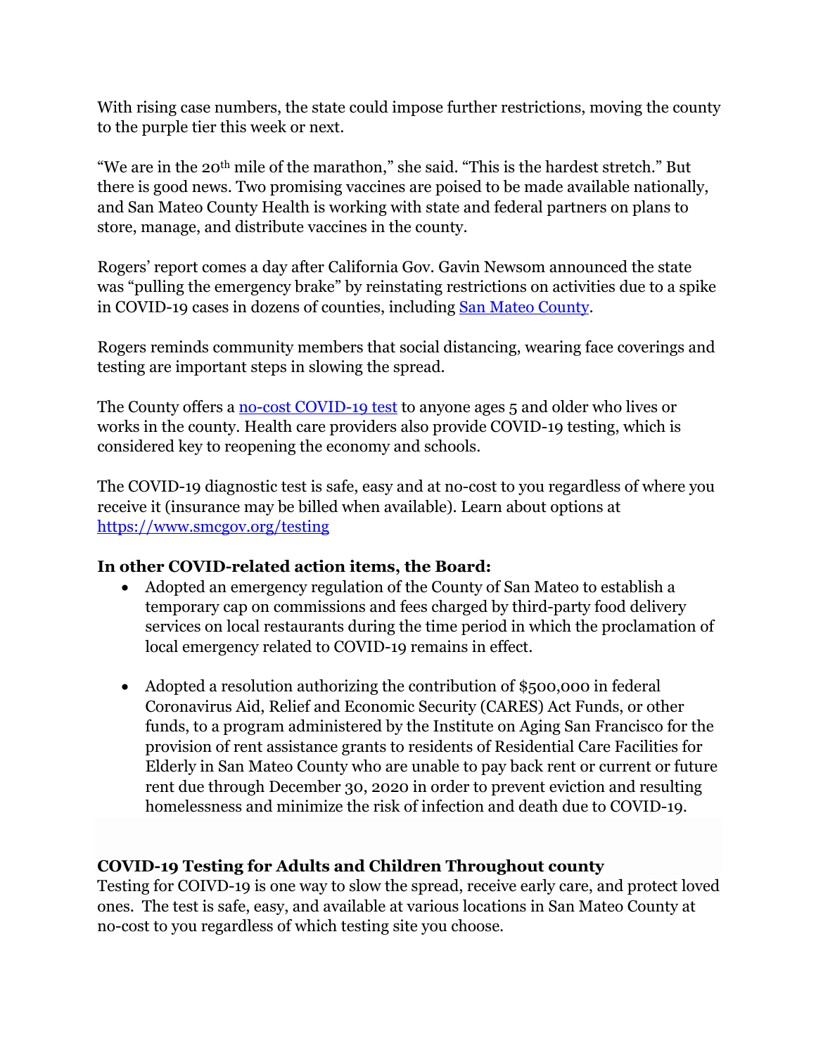With rising case numbers, the state could impose further restrictions, moving the county to the purple tier this week or next.

"We are in the 20th mile of the marathon," she said. "This is the hardest stretch." But there is good news. Two promising vaccines are poised to be made available nationally, and San Mateo County Health is working with state and federal partners on plans to store, manage, and distribute vaccines in the county.

Rogers' report comes a day after California Gov. Gavin Newsom announced the state was "pulling the emergency brake" by reinstating restrictions on activities due to a spike in COVID-19 cases in dozens of counties, including [San Mateo County](https://www.smcgov.org).

Rogers reminds community members that social distancing, wearing face coverings and testing are important steps in slowing the spread.

The County offers a [no-cost COVID-19 test](https://www.smcgov.org/testing) to anyone ages 5 and older who lives or works in the county. Health care providers also provide COVID-19 testing, which is considered key to reopening the economy and schools.

The COVID-19 diagnostic test is safe, easy and at no-cost to you regardless of where you receive it (insurance may be billed when available). Learn about options at https://www.smcgov.org/testing

**In other COVID-related action items, the Board:**

- Adopted an emergency regulation of the County of San Mateo to establish a temporary cap on commissions and fees charged by third-party food delivery services on local restaurants during the time period in which the proclamation of local emergency related to COVID-19 remains in effect.

- Adopted a resolution authorizing the contribution of $500,000 in federal Coronavirus Aid, Relief and Economic Security (CARES) Act Funds, or other funds, to a program administered by the Institute on Aging San Francisco for the provision of rent assistance grants to residents of Residential Care Facilities for Elderly in San Mateo County who are unable to pay back rent or current or future rent due through December 30, 2020 in order to prevent eviction and resulting homelessness and minimize the risk of infection and death due to COVID-19.

**COVID-19 Testing for Adults and Children Throughout county**

Testing for COIVD-19 is one way to slow the spread, receive early care, and protect loved ones. The test is safe, easy, and available at various locations in San Mateo County at no-cost to you regardless of which testing site you choose.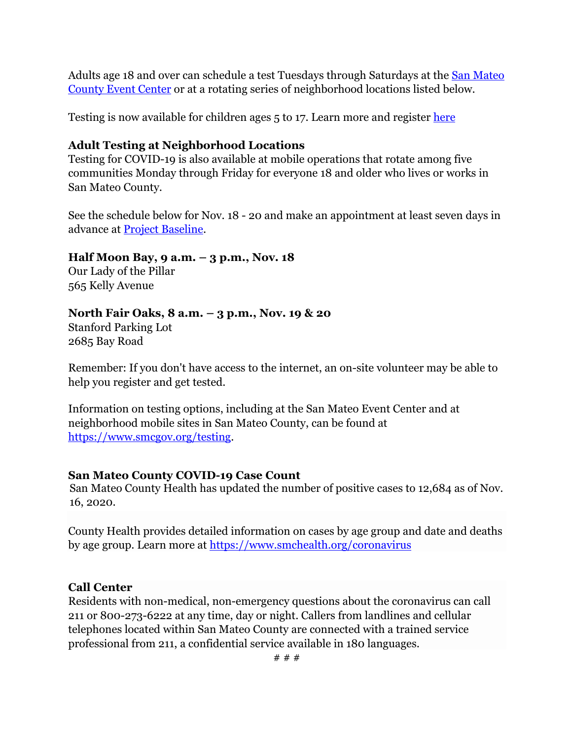Adults age 18 and over can schedule a test Tuesdays through Saturdays at the San Mateo County Event Center or at a rotating series of neighborhood locations listed below.

Testing is now available for children ages 5 to 17. Learn more and register here

**Adult Testing at Neighborhood Locations**
Testing for COVID-19 is also available at mobile operations that rotate among five communities Monday through Friday for everyone 18 and older who lives or works in San Mateo County.

See the schedule below for Nov. 18 - 20 and make an appointment at least seven days in advance at Project Baseline.

**Half Moon Bay, 9 a.m. – 3 p.m., Nov. 18**
Our Lady of the Pillar
565 Kelly Avenue

**North Fair Oaks, 8 a.m. – 3 p.m., Nov. 19 & 20**
Stanford Parking Lot
2685 Bay Road

Remember: If you don't have access to the internet, an on-site volunteer may be able to help you register and get tested.

Information on testing options, including at the San Mateo Event Center and at neighborhood mobile sites in San Mateo County, can be found at https://www.smcgov.org/testing.

**San Mateo County COVID-19 Case Count**
San Mateo County Health has updated the number of positive cases to 12,684 as of Nov. 16, 2020.

County Health provides detailed information on cases by age group and date and deaths by age group. Learn more at https://www.smchealth.org/coronavirus

**Call Center**
Residents with non-medical, non-emergency questions about the coronavirus can call 211 or 800-273-6222 at any time, day or night. Callers from landlines and cellular telephones located within San Mateo County are connected with a trained service professional from 211, a confidential service available in 180 languages.

# # #